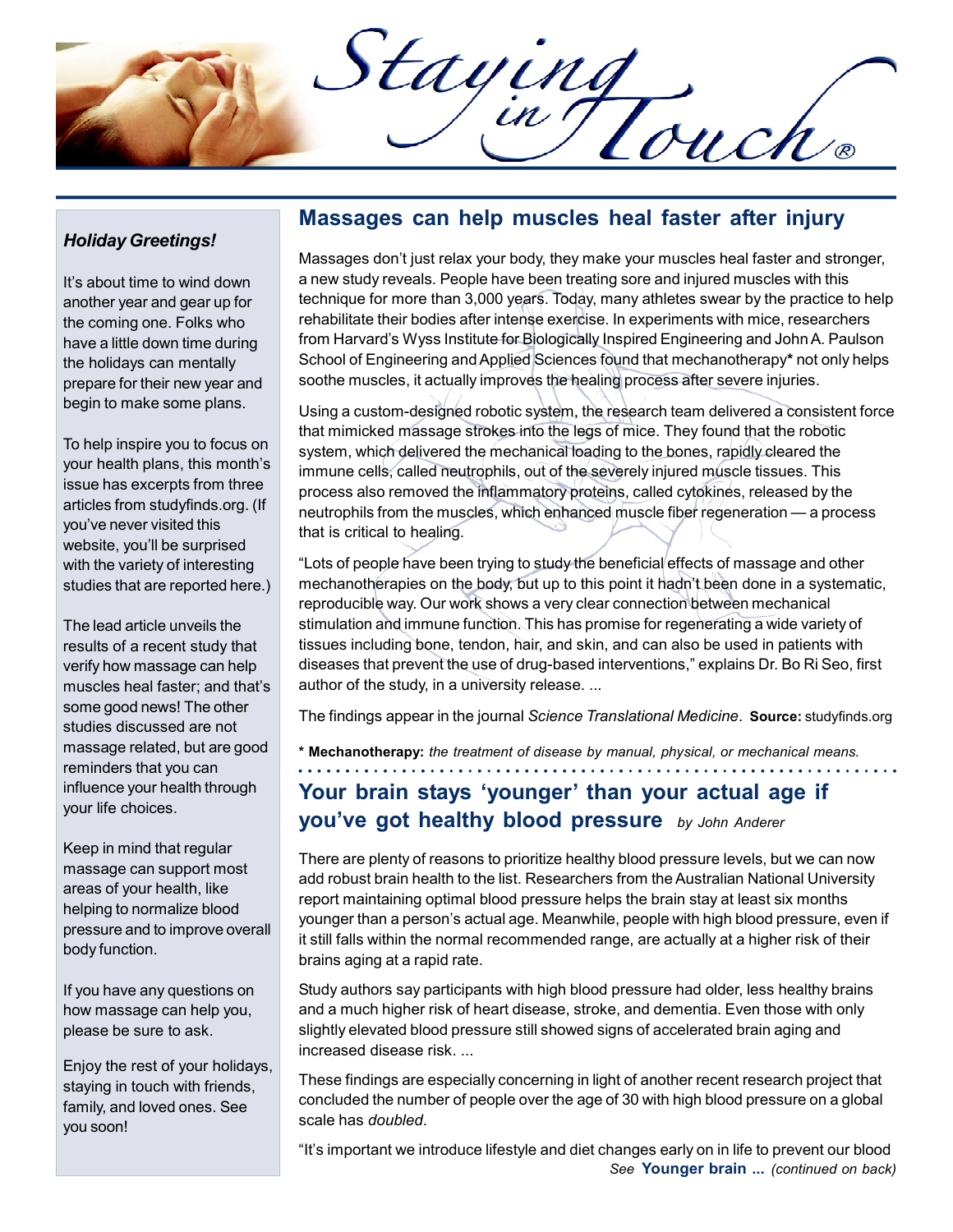# Staying in Touch®

### *Holiday Greetings!*

It's about time to wind down another year and gear up for the coming one. Folks who have a little down time during the holidays can mentally prepare for their new year and begin to make some plans.

To help inspire you to focus on your health plans, this month's issue has excerpts from three articles from studyfinds.org. (If you've never visited this website, you'll be surprised with the variety of interesting studies that are reported here.)

The lead article unveils the results of a recent study that verify how massage can help muscles heal faster; and that's some good news! The other studies discussed are not massage related, but are good reminders that you can influence your health through your life choices.

Keep in mind that regular massage can support most areas of your health, like helping to normalize blood pressure and to improve overall body function.

If you have any questions on how massage can help you, please be sure to ask.

Enjoy the rest of your holidays, staying in touch with friends, family, and loved ones. See you soon!

## Massages can help muscles heal faster after injury

Massages don't just relax your body, they make your muscles heal faster and stronger, a new study reveals. People have been treating sore and injured muscles with this technique for more than 3,000 years. Today, many athletes swear by the practice to help rehabilitate their bodies after intense exercise. In experiments with mice, researchers from Harvard's Wyss Institute for Biologically Inspired Engineering and John A. Paulson School of Engineering and Applied Sciences found that mechanotherapy* not only helps soothe muscles, it actually improves the healing process after severe injuries.

Using a custom-designed robotic system, the research team delivered a consistent force that mimicked massage strokes into the legs of mice. They found that the robotic system, which delivered the mechanical loading to the bones, rapidly cleared the immune cells, called neutrophils, out of the severely injured muscle tissues. This process also removed the inflammatory proteins, called cytokines, released by the neutrophils from the muscles, which enhanced muscle fiber regeneration — a process that is critical to healing.

"Lots of people have been trying to study the beneficial effects of massage and other mechanotherapies on the body, but up to this point it hadn't been done in a systematic, reproducible way. Our work shows a very clear connection between mechanical stimulation and immune function. This has promise for regenerating a wide variety of tissues including bone, tendon, hair, and skin, and can also be used in patients with diseases that prevent the use of drug-based interventions," explains Dr. Bo Ri Seo, first author of the study, in a university release. ...

The findings appear in the journal *Science Translational Medicine*. **Source:** studyfinds.org

**\* Mechanotherapy:** *the treatment of disease by manual, physical, or mechanical means.*

## Your brain stays 'younger' than your actual age if you've got healthy blood pressure *by John Anderer*

There are plenty of reasons to prioritize healthy blood pressure levels, but we can now add robust brain health to the list. Researchers from the Australian National University report maintaining optimal blood pressure helps the brain stay at least six months younger than a person's actual age. Meanwhile, people with high blood pressure, even if it still falls within the normal recommended range, are actually at a higher risk of their brains aging at a rapid rate.

Study authors say participants with high blood pressure had older, less healthy brains and a much higher risk of heart disease, stroke, and dementia. Even those with only slightly elevated blood pressure still showed signs of accelerated brain aging and increased disease risk. ...

These findings are especially concerning in light of another recent research project that concluded the number of people over the age of 30 with high blood pressure on a global scale has *doubled*.

"It's important we introduce lifestyle and diet changes early on in life to prevent our blood

*See* **Younger brain ...** *(continued on back)*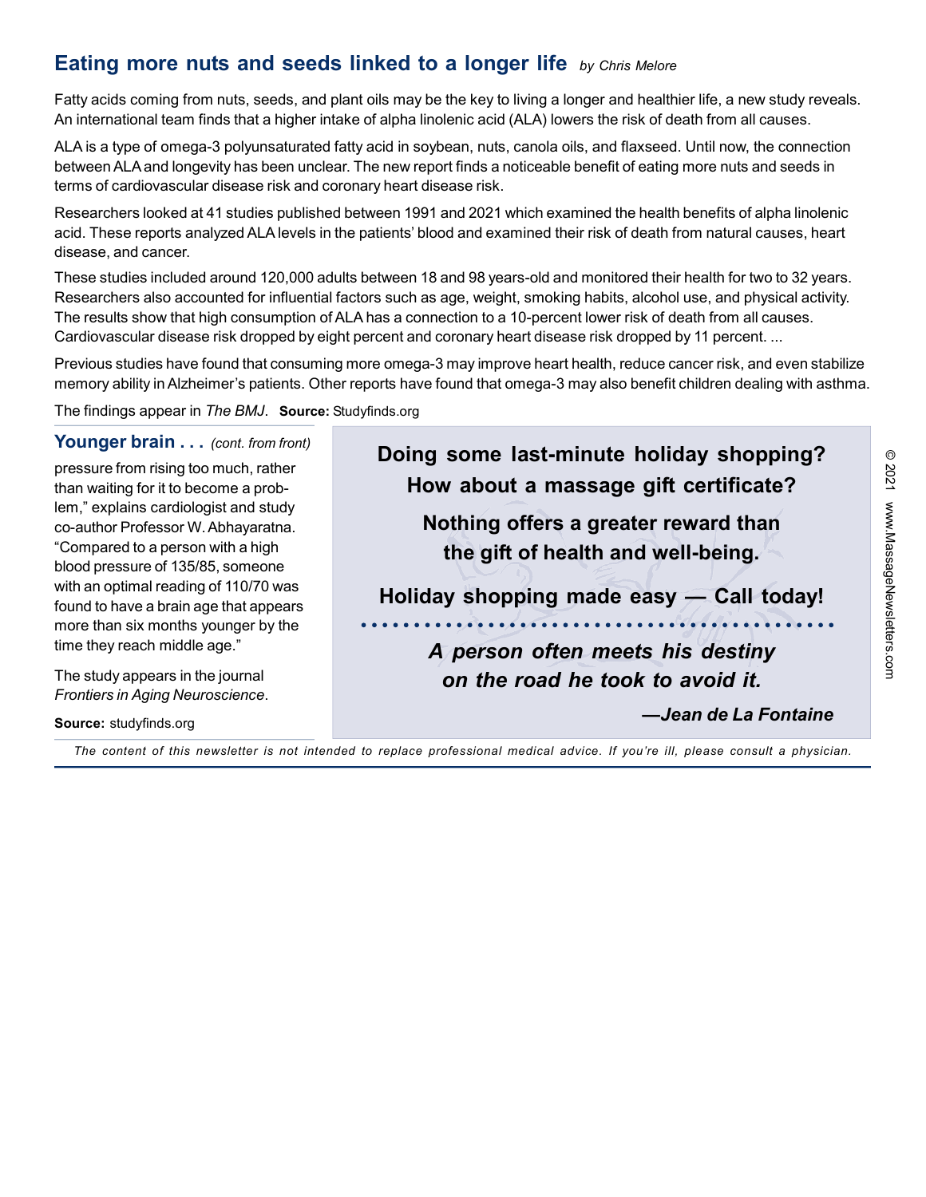## Eating more nuts and seeds linked to a longer life *by Chris Melore*

Fatty acids coming from nuts, seeds, and plant oils may be the key to living a longer and healthier life, a new study reveals. An international team finds that a higher intake of alpha linolenic acid (ALA) lowers the risk of death from all causes.

ALA is a type of omega-3 polyunsaturated fatty acid in soybean, nuts, canola oils, and flaxseed. Until now, the connection between ALA and longevity has been unclear. The new report finds a noticeable benefit of eating more nuts and seeds in terms of cardiovascular disease risk and coronary heart disease risk.

Researchers looked at 41 studies published between 1991 and 2021 which examined the health benefits of alpha linolenic acid. These reports analyzed ALA levels in the patients' blood and examined their risk of death from natural causes, heart disease, and cancer.

These studies included around 120,000 adults between 18 and 98 years-old and monitored their health for two to 32 years. Researchers also accounted for influential factors such as age, weight, smoking habits, alcohol use, and physical activity. The results show that high consumption of ALA has a connection to a 10-percent lower risk of death from all causes. Cardiovascular disease risk dropped by eight percent and coronary heart disease risk dropped by 11 percent. ...

Previous studies have found that consuming more omega-3 may improve heart health, reduce cancer risk, and even stabilize memory ability in Alzheimer's patients. Other reports have found that omega-3 may also benefit children dealing with asthma.

The findings appear in *The BMJ*. **Source:** Studyfinds.org

## Younger brain . . . *(cont. from front)*

pressure from rising too much, rather than waiting for it to become a problem," explains cardiologist and study co-author Professor W. Abhayaratna. "Compared to a person with a high blood pressure of 135/85, someone with an optimal reading of 110/70 was found to have a brain age that appears more than six months younger by the time they reach middle age."

The study appears in the journal *Frontiers in Aging Neuroscience*.

**Source:** studyfinds.org

**Doing some last-minute holiday shopping? How about a massage gift certificate?**

**Nothing offers a greater reward than the gift of health and well-being.**

**Holiday shopping made easy — Call today!**

***A person often meets his destiny on the road he took to avoid it.***

***—Jean de La Fontaine***

*The content of this newsletter is not intended to replace professional medical advice. If you're ill, please consult a physician.*

© 2021 www.MassageNewsletters.com